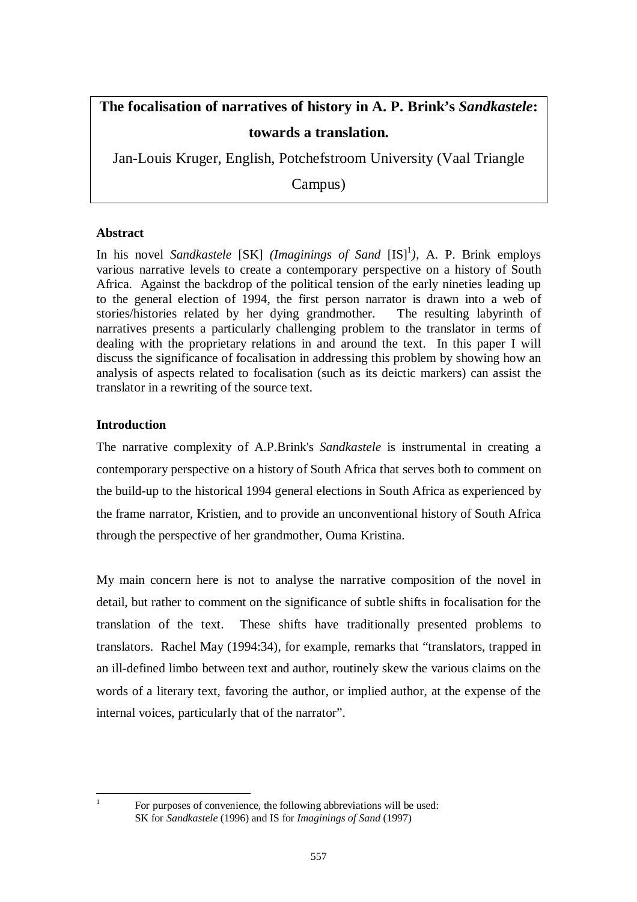# The focalisation of narratives of history in A. P. Brink's *Sandkastele*: towards a translation.

Jan-Louis Kruger, English, Potchefstroom University (Vaal Triangle Campus)

### Abstract

In his novel *Sandkastele* [SK] *(Imaginings of Sand* [IS][1]*)*, A. P. Brink employs various narrative levels to create a contemporary perspective on a history of South Africa. Against the backdrop of the political tension of the early nineties leading up to the general election of 1994, the first person narrator is drawn into a web of stories/histories related by her dying grandmother. The resulting labyrinth of narratives presents a particularly challenging problem to the translator in terms of dealing with the proprietary relations in and around the text. In this paper I will discuss the significance of focalisation in addressing this problem by showing how an analysis of aspects related to focalisation (such as its deictic markers) can assist the translator in a rewriting of the source text.

### Introduction

The narrative complexity of A.P.Brink's *Sandkastele* is instrumental in creating a contemporary perspective on a history of South Africa that serves both to comment on the build-up to the historical 1994 general elections in South Africa as experienced by the frame narrator, Kristien, and to provide an unconventional history of South Africa through the perspective of her grandmother, Ouma Kristina.

My main concern here is not to analyse the narrative composition of the novel in detail, but rather to comment on the significance of subtle shifts in focalisation for the translation of the text. These shifts have traditionally presented problems to translators. Rachel May (1994:34), for example, remarks that "translators, trapped in an ill-defined limbo between text and author, routinely skew the various claims on the words of a literary text, favoring the author, or implied author, at the expense of the internal voices, particularly that of the narrator".

---

[1] For purposes of convenience, the following abbreviations will be used: SK for *Sandkastele* (1996) and IS for *Imaginings of Sand* (1997)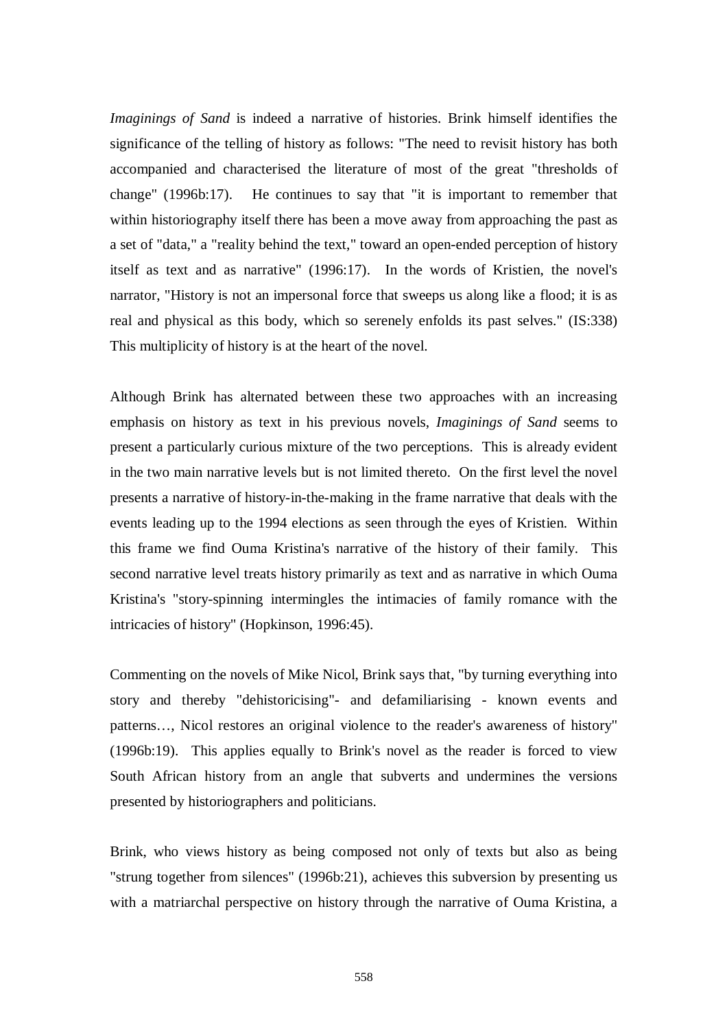*Imaginings of Sand* is indeed a narrative of histories. Brink himself identifies the significance of the telling of history as follows: "The need to revisit history has both accompanied and characterised the literature of most of the great "thresholds of change" (1996b:17). He continues to say that "it is important to remember that within historiography itself there has been a move away from approaching the past as a set of "data," a "reality behind the text," toward an open-ended perception of history itself as text and as narrative" (1996:17). In the words of Kristien, the novel's narrator, "History is not an impersonal force that sweeps us along like a flood; it is as real and physical as this body, which so serenely enfolds its past selves." (IS:338) This multiplicity of history is at the heart of the novel.

Although Brink has alternated between these two approaches with an increasing emphasis on history as text in his previous novels, *Imaginings of Sand* seems to present a particularly curious mixture of the two perceptions. This is already evident in the two main narrative levels but is not limited thereto. On the first level the novel presents a narrative of history-in-the-making in the frame narrative that deals with the events leading up to the 1994 elections as seen through the eyes of Kristien. Within this frame we find Ouma Kristina's narrative of the history of their family. This second narrative level treats history primarily as text and as narrative in which Ouma Kristina's "story-spinning intermingles the intimacies of family romance with the intricacies of history" (Hopkinson, 1996:45).

Commenting on the novels of Mike Nicol, Brink says that, "by turning everything into story and thereby "dehistoricising"- and defamiliarising - known events and patterns…, Nicol restores an original violence to the reader's awareness of history" (1996b:19). This applies equally to Brink's novel as the reader is forced to view South African history from an angle that subverts and undermines the versions presented by historiographers and politicians.

Brink, who views history as being composed not only of texts but also as being "strung together from silences" (1996b:21), achieves this subversion by presenting us with a matriarchal perspective on history through the narrative of Ouma Kristina, a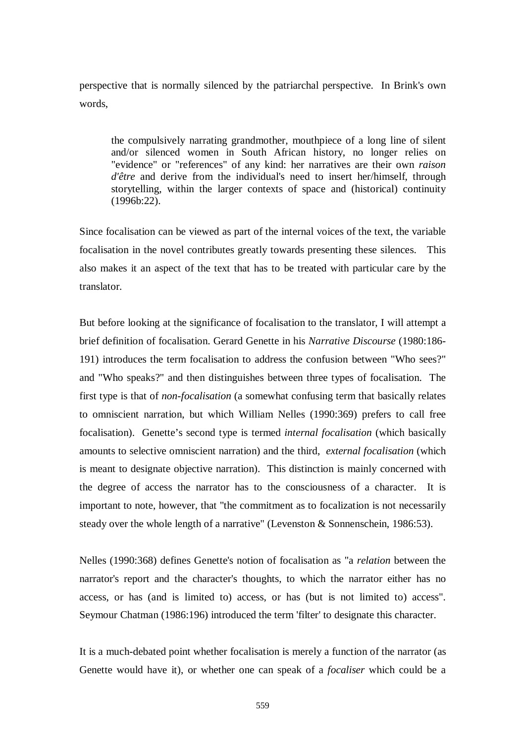perspective that is normally silenced by the patriarchal perspective. In Brink's own words,

> the compulsively narrating grandmother, mouthpiece of a long line of silent and/or silenced women in South African history, no longer relies on "evidence" or "references" of any kind: her narratives are their own *raison d'être* and derive from the individual's need to insert her/himself, through storytelling, within the larger contexts of space and (historical) continuity (1996b:22).

Since focalisation can be viewed as part of the internal voices of the text, the variable focalisation in the novel contributes greatly towards presenting these silences. This also makes it an aspect of the text that has to be treated with particular care by the translator.

But before looking at the significance of focalisation to the translator, I will attempt a brief definition of focalisation. Gerard Genette in his *Narrative Discourse* (1980:186-191) introduces the term focalisation to address the confusion between "Who sees?" and "Who speaks?" and then distinguishes between three types of focalisation. The first type is that of *non-focalisation* (a somewhat confusing term that basically relates to omniscient narration, but which William Nelles (1990:369) prefers to call free focalisation). Genette's second type is termed *internal focalisation* (which basically amounts to selective omniscient narration) and the third, *external focalisation* (which is meant to designate objective narration). This distinction is mainly concerned with the degree of access the narrator has to the consciousness of a character. It is important to note, however, that "the commitment as to focalization is not necessarily steady over the whole length of a narrative" (Levenston & Sonnenschein, 1986:53).

Nelles (1990:368) defines Genette's notion of focalisation as "a *relation* between the narrator's report and the character's thoughts, to which the narrator either has no access, or has (and is limited to) access, or has (but is not limited to) access". Seymour Chatman (1986:196) introduced the term 'filter' to designate this character.

It is a much-debated point whether focalisation is merely a function of the narrator (as Genette would have it), or whether one can speak of a *focaliser* which could be a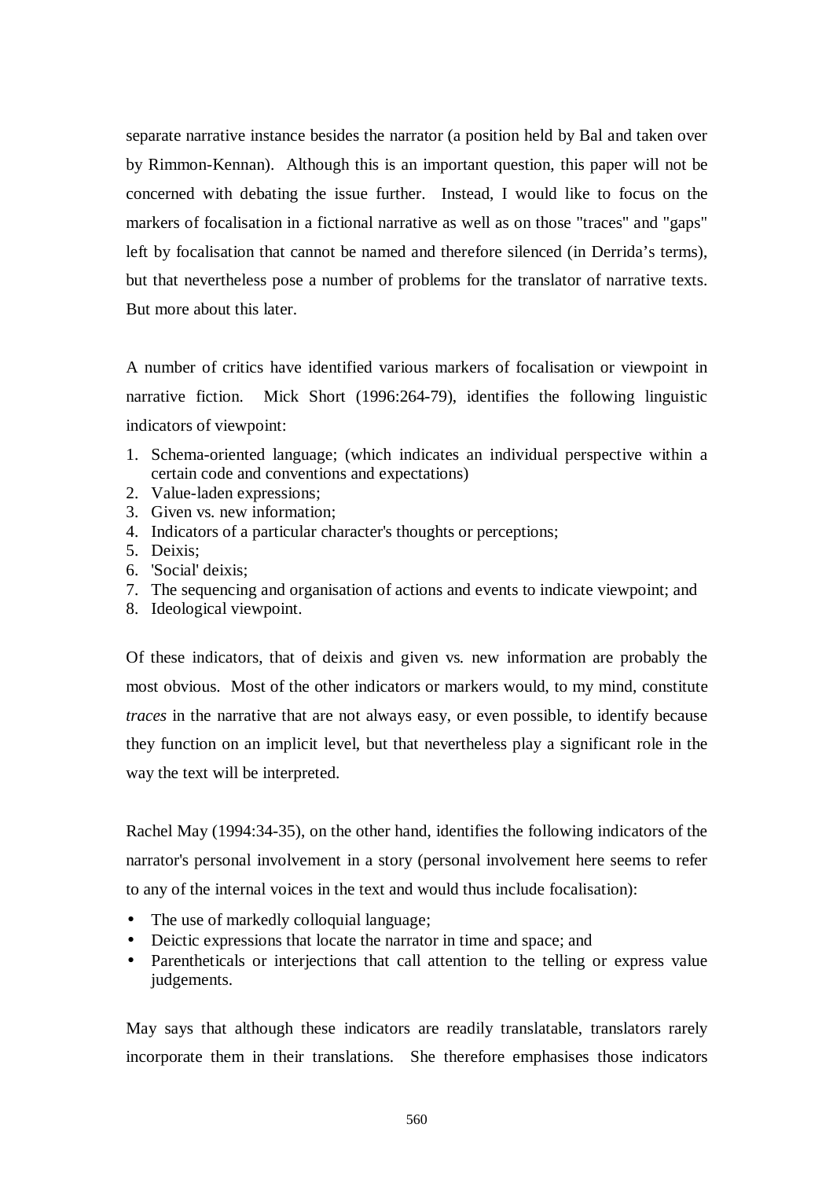separate narrative instance besides the narrator (a position held by Bal and taken over by Rimmon-Kennan). Although this is an important question, this paper will not be concerned with debating the issue further. Instead, I would like to focus on the markers of focalisation in a fictional narrative as well as on those "traces" and "gaps" left by focalisation that cannot be named and therefore silenced (in Derrida's terms), but that nevertheless pose a number of problems for the translator of narrative texts. But more about this later.

A number of critics have identified various markers of focalisation or viewpoint in narrative fiction. Mick Short (1996:264-79), identifies the following linguistic indicators of viewpoint:

1. Schema-oriented language; (which indicates an individual perspective within a certain code and conventions and expectations)
2. Value-laden expressions;
3. Given vs. new information;
4. Indicators of a particular character's thoughts or perceptions;
5. Deixis;
6. 'Social' deixis;
7. The sequencing and organisation of actions and events to indicate viewpoint; and
8. Ideological viewpoint.

Of these indicators, that of deixis and given vs. new information are probably the most obvious. Most of the other indicators or markers would, to my mind, constitute *traces* in the narrative that are not always easy, or even possible, to identify because they function on an implicit level, but that nevertheless play a significant role in the way the text will be interpreted.

Rachel May (1994:34-35), on the other hand, identifies the following indicators of the narrator's personal involvement in a story (personal involvement here seems to refer to any of the internal voices in the text and would thus include focalisation):

- The use of markedly colloquial language;
- Deictic expressions that locate the narrator in time and space; and
- Parentheticals or interjections that call attention to the telling or express value judgements.

May says that although these indicators are readily translatable, translators rarely incorporate them in their translations. She therefore emphasises those indicators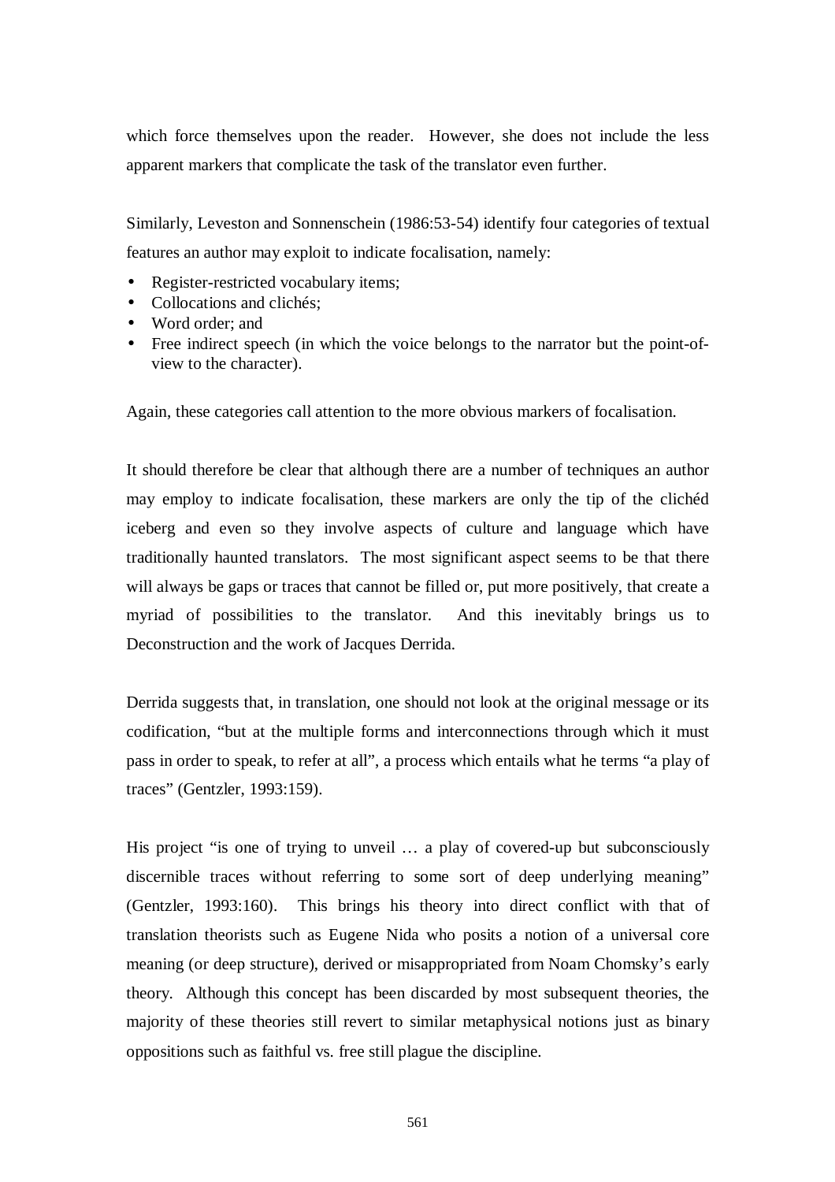which force themselves upon the reader. However, she does not include the less apparent markers that complicate the task of the translator even further.

Similarly, Leveston and Sonnenschein (1986:53-54) identify four categories of textual features an author may exploit to indicate focalisation, namely:

- Register-restricted vocabulary items;
- Collocations and clichés;
- Word order; and
- Free indirect speech (in which the voice belongs to the narrator but the point-of-view to the character).

Again, these categories call attention to the more obvious markers of focalisation.

It should therefore be clear that although there are a number of techniques an author may employ to indicate focalisation, these markers are only the tip of the clichéd iceberg and even so they involve aspects of culture and language which have traditionally haunted translators. The most significant aspect seems to be that there will always be gaps or traces that cannot be filled or, put more positively, that create a myriad of possibilities to the translator. And this inevitably brings us to Deconstruction and the work of Jacques Derrida.

Derrida suggests that, in translation, one should not look at the original message or its codification, "but at the multiple forms and interconnections through which it must pass in order to speak, to refer at all", a process which entails what he terms "a play of traces" (Gentzler, 1993:159).

His project "is one of trying to unveil … a play of covered-up but subconsciously discernible traces without referring to some sort of deep underlying meaning" (Gentzler, 1993:160). This brings his theory into direct conflict with that of translation theorists such as Eugene Nida who posits a notion of a universal core meaning (or deep structure), derived or misappropriated from Noam Chomsky's early theory. Although this concept has been discarded by most subsequent theories, the majority of these theories still revert to similar metaphysical notions just as binary oppositions such as faithful vs. free still plague the discipline.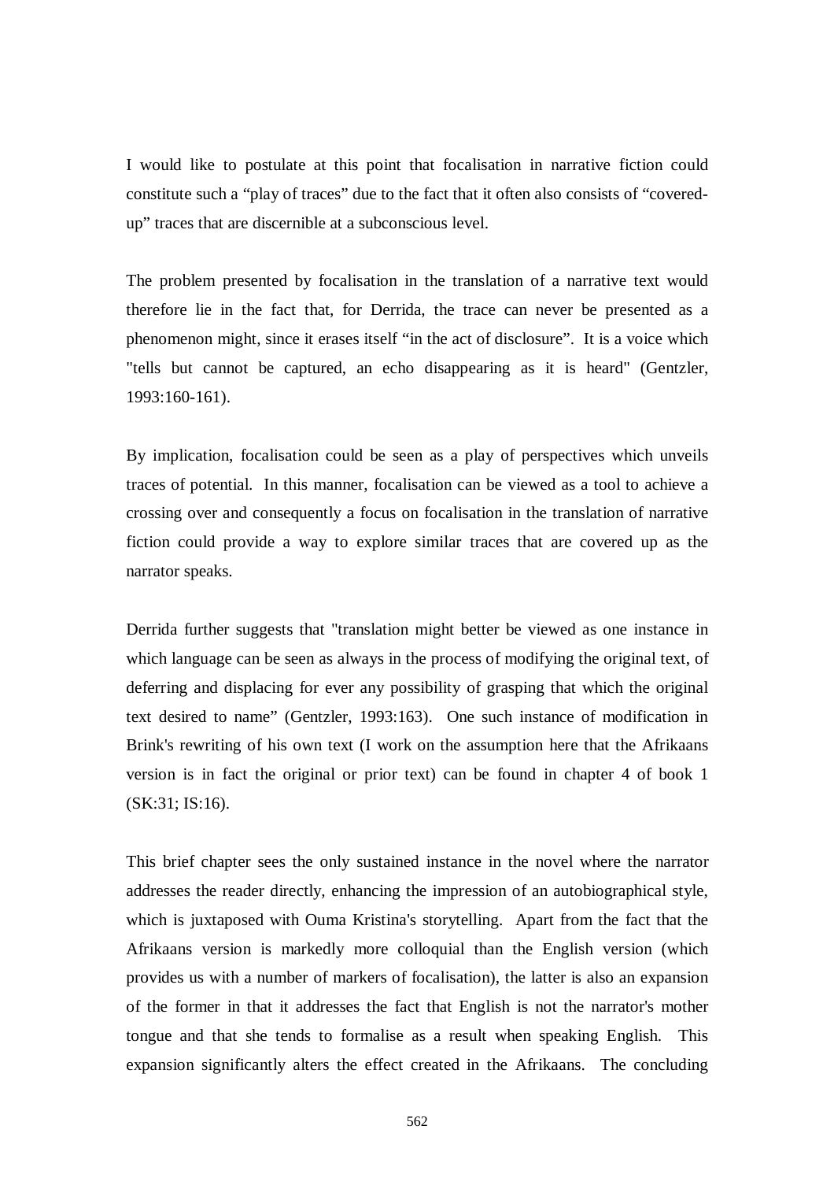I would like to postulate at this point that focalisation in narrative fiction could constitute such a "play of traces" due to the fact that it often also consists of "covered-up" traces that are discernible at a subconscious level.

The problem presented by focalisation in the translation of a narrative text would therefore lie in the fact that, for Derrida, the trace can never be presented as a phenomenon might, since it erases itself "in the act of disclosure". It is a voice which "tells but cannot be captured, an echo disappearing as it is heard" (Gentzler, 1993:160-161).

By implication, focalisation could be seen as a play of perspectives which unveils traces of potential. In this manner, focalisation can be viewed as a tool to achieve a crossing over and consequently a focus on focalisation in the translation of narrative fiction could provide a way to explore similar traces that are covered up as the narrator speaks.

Derrida further suggests that "translation might better be viewed as one instance in which language can be seen as always in the process of modifying the original text, of deferring and displacing for ever any possibility of grasping that which the original text desired to name" (Gentzler, 1993:163). One such instance of modification in Brink's rewriting of his own text (I work on the assumption here that the Afrikaans version is in fact the original or prior text) can be found in chapter 4 of book 1 (SK:31; IS:16).

This brief chapter sees the only sustained instance in the novel where the narrator addresses the reader directly, enhancing the impression of an autobiographical style, which is juxtaposed with Ouma Kristina's storytelling. Apart from the fact that the Afrikaans version is markedly more colloquial than the English version (which provides us with a number of markers of focalisation), the latter is also an expansion of the former in that it addresses the fact that English is not the narrator's mother tongue and that she tends to formalise as a result when speaking English. This expansion significantly alters the effect created in the Afrikaans. The concluding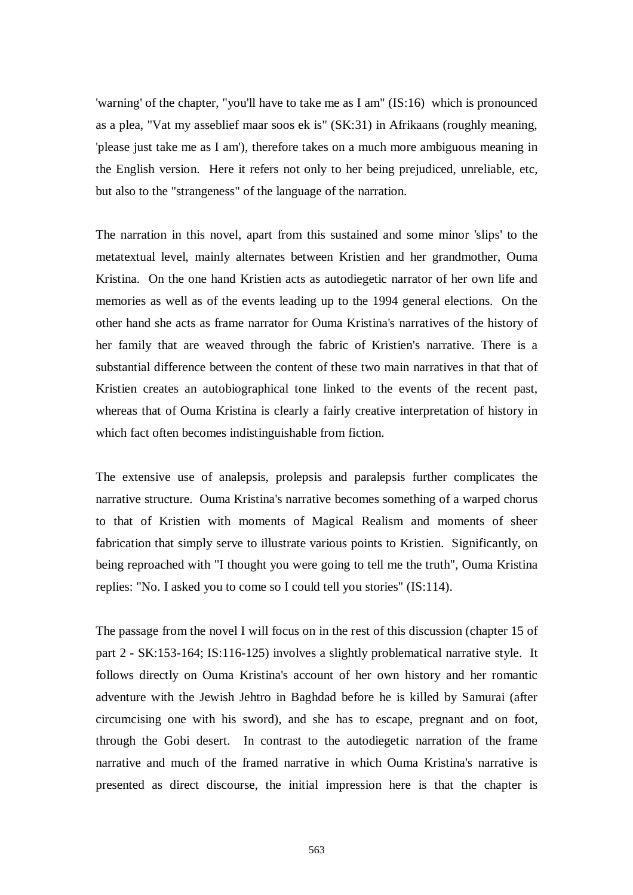'warning' of the chapter, "you'll have to take me as I am" (IS:16) which is pronounced as a plea, "Vat my asseblief maar soos ek is" (SK:31) in Afrikaans (roughly meaning, 'please just take me as I am'), therefore takes on a much more ambiguous meaning in the English version. Here it refers not only to her being prejudiced, unreliable, etc, but also to the "strangeness" of the language of the narration.

The narration in this novel, apart from this sustained and some minor 'slips' to the metatextual level, mainly alternates between Kristien and her grandmother, Ouma Kristina. On the one hand Kristien acts as autodiegetic narrator of her own life and memories as well as of the events leading up to the 1994 general elections. On the other hand she acts as frame narrator for Ouma Kristina's narratives of the history of her family that are weaved through the fabric of Kristien's narrative. There is a substantial difference between the content of these two main narratives in that that of Kristien creates an autobiographical tone linked to the events of the recent past, whereas that of Ouma Kristina is clearly a fairly creative interpretation of history in which fact often becomes indistinguishable from fiction.

The extensive use of analepsis, prolepsis and paralepsis further complicates the narrative structure. Ouma Kristina's narrative becomes something of a warped chorus to that of Kristien with moments of Magical Realism and moments of sheer fabrication that simply serve to illustrate various points to Kristien. Significantly, on being reproached with "I thought you were going to tell me the truth", Ouma Kristina replies: "No. I asked you to come so I could tell you stories" (IS:114).

The passage from the novel I will focus on in the rest of this discussion (chapter 15 of part 2 - SK:153-164; IS:116-125) involves a slightly problematical narrative style. It follows directly on Ouma Kristina's account of her own history and her romantic adventure with the Jewish Jehtro in Baghdad before he is killed by Samurai (after circumcising one with his sword), and she has to escape, pregnant and on foot, through the Gobi desert. In contrast to the autodiegetic narration of the frame narrative and much of the framed narrative in which Ouma Kristina's narrative is presented as direct discourse, the initial impression here is that the chapter is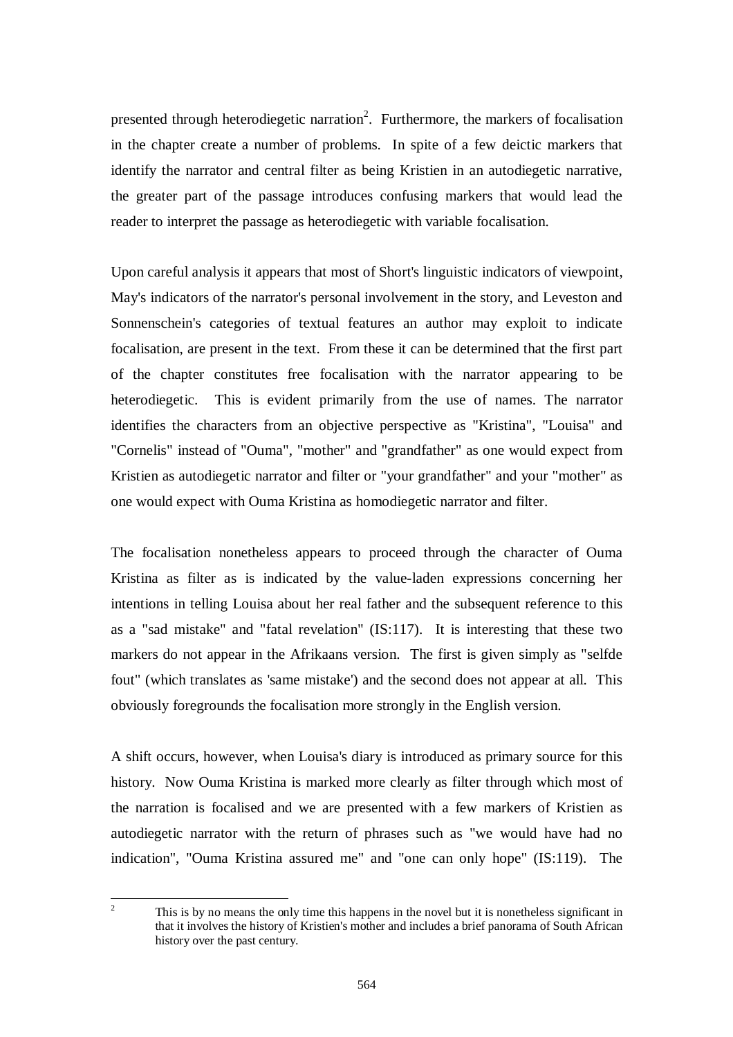presented through heterodiegetic narration[2]. Furthermore, the markers of focalisation in the chapter create a number of problems. In spite of a few deictic markers that identify the narrator and central filter as being Kristien in an autodiegetic narrative, the greater part of the passage introduces confusing markers that would lead the reader to interpret the passage as heterodiegetic with variable focalisation.

Upon careful analysis it appears that most of Short's linguistic indicators of viewpoint, May's indicators of the narrator's personal involvement in the story, and Leveston and Sonnenschein's categories of textual features an author may exploit to indicate focalisation, are present in the text. From these it can be determined that the first part of the chapter constitutes free focalisation with the narrator appearing to be heterodiegetic. This is evident primarily from the use of names. The narrator identifies the characters from an objective perspective as "Kristina", "Louisa" and "Cornelis" instead of "Ouma", "mother" and "grandfather" as one would expect from Kristien as autodiegetic narrator and filter or "your grandfather" and your "mother" as one would expect with Ouma Kristina as homodiegetic narrator and filter.

The focalisation nonetheless appears to proceed through the character of Ouma Kristina as filter as is indicated by the value-laden expressions concerning her intentions in telling Louisa about her real father and the subsequent reference to this as a "sad mistake" and "fatal revelation" (IS:117). It is interesting that these two markers do not appear in the Afrikaans version. The first is given simply as "selfde fout" (which translates as 'same mistake') and the second does not appear at all. This obviously foregrounds the focalisation more strongly in the English version.

A shift occurs, however, when Louisa's diary is introduced as primary source for this history. Now Ouma Kristina is marked more clearly as filter through which most of the narration is focalised and we are presented with a few markers of Kristien as autodiegetic narrator with the return of phrases such as "we would have had no indication", "Ouma Kristina assured me" and "one can only hope" (IS:119). The

---

[2] This is by no means the only time this happens in the novel but it is nonetheless significant in that it involves the history of Kristien's mother and includes a brief panorama of South African history over the past century.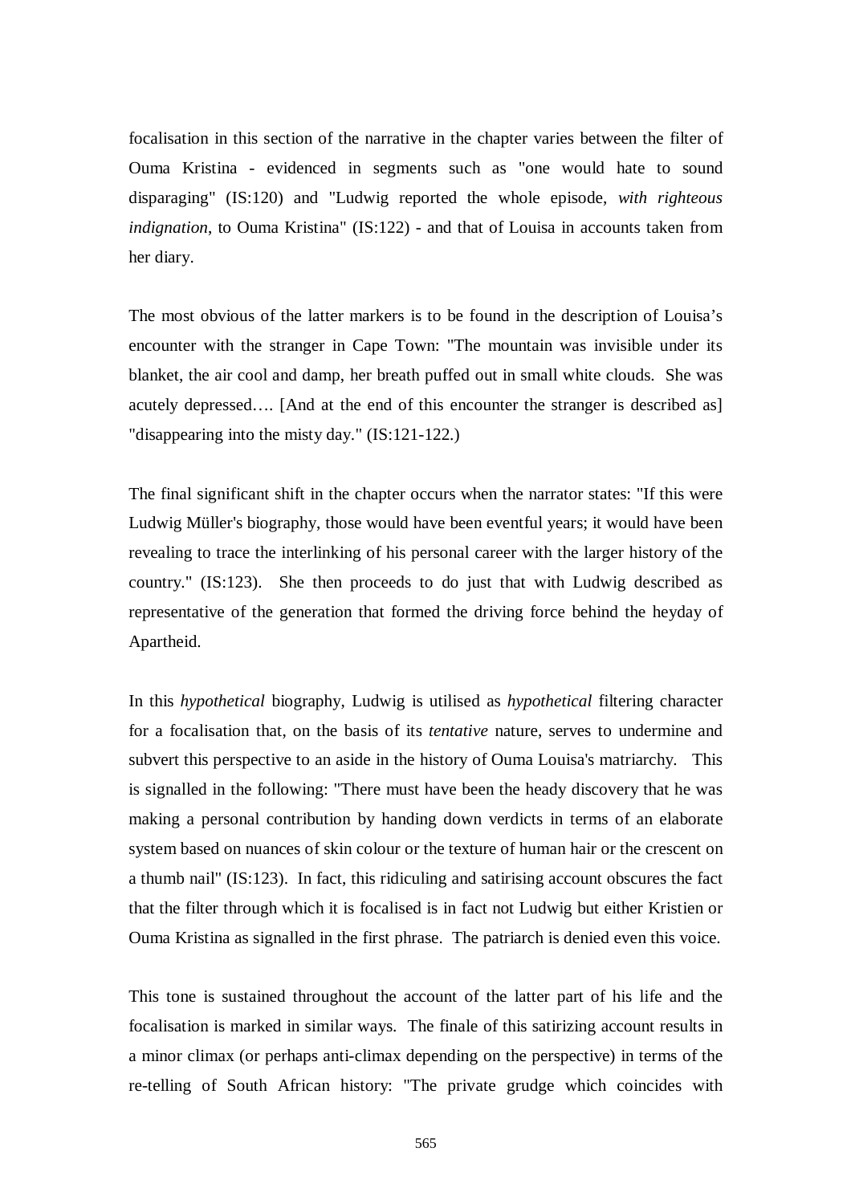focalisation in this section of the narrative in the chapter varies between the filter of Ouma Kristina - evidenced in segments such as "one would hate to sound disparaging" (IS:120) and "Ludwig reported the whole episode, *with righteous indignation*, to Ouma Kristina" (IS:122) - and that of Louisa in accounts taken from her diary.

The most obvious of the latter markers is to be found in the description of Louisa's encounter with the stranger in Cape Town: "The mountain was invisible under its blanket, the air cool and damp, her breath puffed out in small white clouds. She was acutely depressed…. [And at the end of this encounter the stranger is described as] "disappearing into the misty day." (IS:121-122.)

The final significant shift in the chapter occurs when the narrator states: "If this were Ludwig Müller's biography, those would have been eventful years; it would have been revealing to trace the interlinking of his personal career with the larger history of the country." (IS:123). She then proceeds to do just that with Ludwig described as representative of the generation that formed the driving force behind the heyday of Apartheid.

In this *hypothetical* biography, Ludwig is utilised as *hypothetical* filtering character for a focalisation that, on the basis of its *tentative* nature, serves to undermine and subvert this perspective to an aside in the history of Ouma Louisa's matriarchy. This is signalled in the following: "There must have been the heady discovery that he was making a personal contribution by handing down verdicts in terms of an elaborate system based on nuances of skin colour or the texture of human hair or the crescent on a thumb nail" (IS:123). In fact, this ridiculing and satirising account obscures the fact that the filter through which it is focalised is in fact not Ludwig but either Kristien or Ouma Kristina as signalled in the first phrase. The patriarch is denied even this voice.

This tone is sustained throughout the account of the latter part of his life and the focalisation is marked in similar ways. The finale of this satirizing account results in a minor climax (or perhaps anti-climax depending on the perspective) in terms of the re-telling of South African history: "The private grudge which coincides with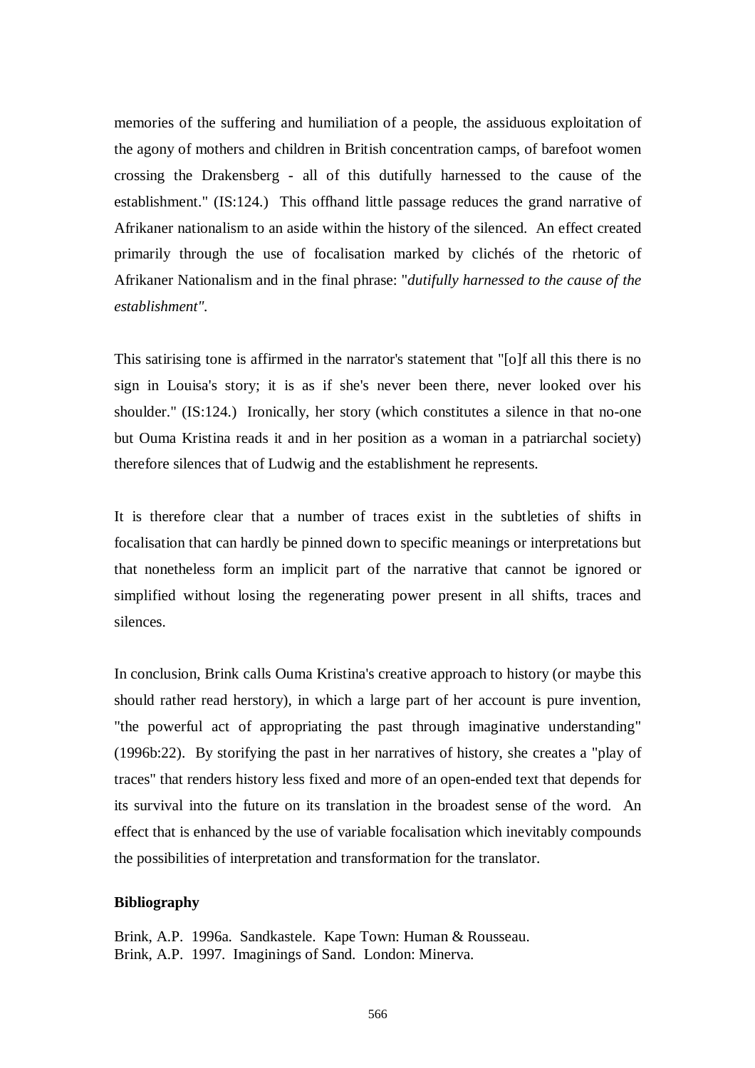memories of the suffering and humiliation of a people, the assiduous exploitation of the agony of mothers and children in British concentration camps, of barefoot women crossing the Drakensberg - all of this dutifully harnessed to the cause of the establishment." (IS:124.) This offhand little passage reduces the grand narrative of Afrikaner nationalism to an aside within the history of the silenced. An effect created primarily through the use of focalisation marked by clichés of the rhetoric of Afrikaner Nationalism and in the final phrase: "*dutifully harnessed to the cause of the establishment"*.

This satirising tone is affirmed in the narrator's statement that "[o]f all this there is no sign in Louisa's story; it is as if she's never been there, never looked over his shoulder." (IS:124.) Ironically, her story (which constitutes a silence in that no-one but Ouma Kristina reads it and in her position as a woman in a patriarchal society) therefore silences that of Ludwig and the establishment he represents.

It is therefore clear that a number of traces exist in the subtleties of shifts in focalisation that can hardly be pinned down to specific meanings or interpretations but that nonetheless form an implicit part of the narrative that cannot be ignored or simplified without losing the regenerating power present in all shifts, traces and silences.

In conclusion, Brink calls Ouma Kristina's creative approach to history (or maybe this should rather read herstory), in which a large part of her account is pure invention, "the powerful act of appropriating the past through imaginative understanding" (1996b:22). By storifying the past in her narratives of history, she creates a "play of traces" that renders history less fixed and more of an open-ended text that depends for its survival into the future on its translation in the broadest sense of the word. An effect that is enhanced by the use of variable focalisation which inevitably compounds the possibilities of interpretation and transformation for the translator.

**Bibliography**

Brink, A.P. 1996a. Sandkastele. Kape Town: Human & Rousseau.
Brink, A.P. 1997. Imaginings of Sand. London: Minerva.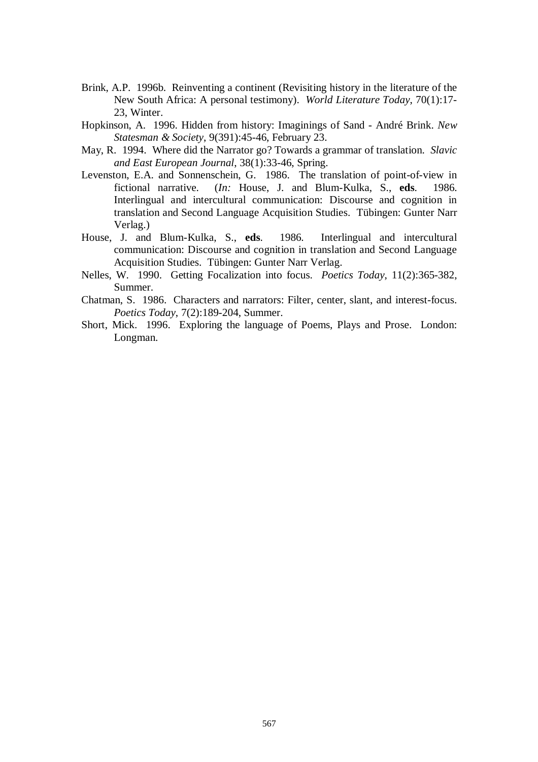Brink, A.P. 1996b. Reinventing a continent (Revisiting history in the literature of the New South Africa: A personal testimony). *World Literature Today*, 70(1):17-23, Winter.

Hopkinson, A. 1996. Hidden from history: Imaginings of Sand - André Brink. *New Statesman & Society*, 9(391):45-46, February 23.

May, R. 1994. Where did the Narrator go? Towards a grammar of translation. *Slavic and East European Journal*, 38(1):33-46, Spring.

Levenston, E.A. and Sonnenschein, G. 1986. The translation of point-of-view in fictional narrative. (*In:* House, J. and Blum-Kulka, S., **eds**. 1986. Interlingual and intercultural communication: Discourse and cognition in translation and Second Language Acquisition Studies. Tübingen: Gunter Narr Verlag.)

House, J. and Blum-Kulka, S., **eds**. 1986. Interlingual and intercultural communication: Discourse and cognition in translation and Second Language Acquisition Studies. Tübingen: Gunter Narr Verlag.

Nelles, W. 1990. Getting Focalization into focus. *Poetics Today*, 11(2):365-382, Summer.

Chatman, S. 1986. Characters and narrators: Filter, center, slant, and interest-focus. *Poetics Today*, 7(2):189-204, Summer.

Short, Mick. 1996. Exploring the language of Poems, Plays and Prose. London: Longman.